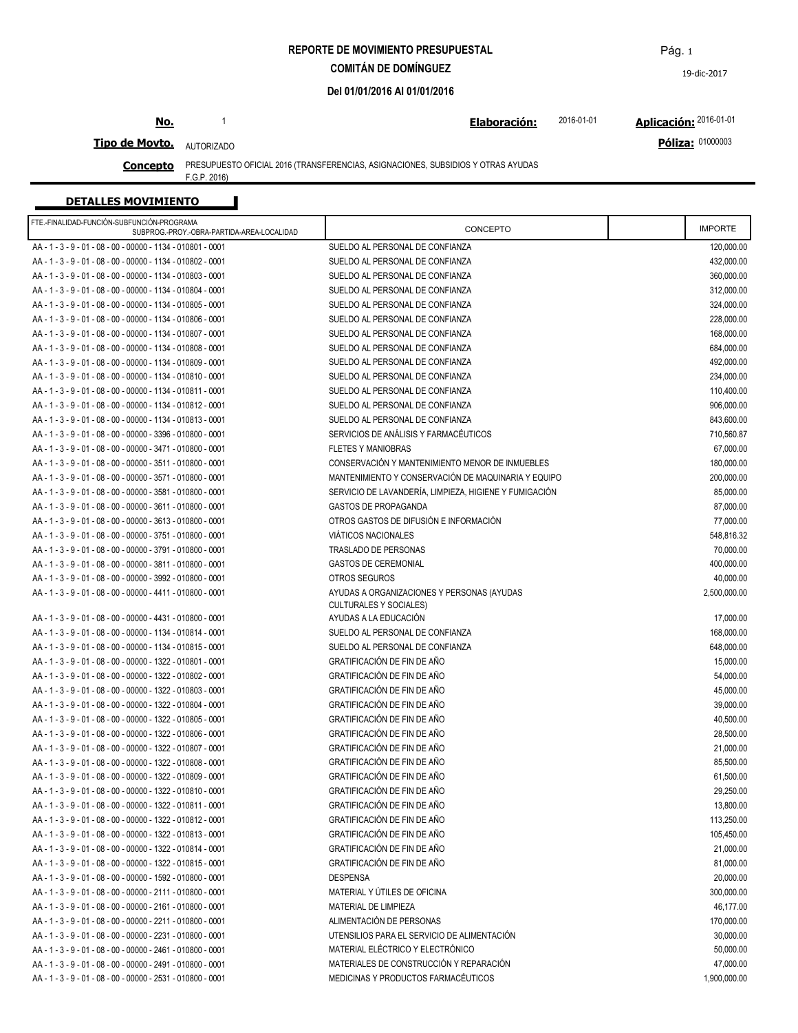# REPORTE DE MOVIMIENTO PRESUPUESTAL

## COMITÁN DE DOMÍNGUEZ

**Del 01/01/2016 Al 01/01/2016**

19-dic-2017

**No.** 1 **Elaboración:** 2016-01-01 **Aplicación:** 2016-01-01

**Tipo de Movto.** AUTORIZADO **Póliza:** 01000003

**Concepto** PRESUPUESTO OFICIAL 2016 (TRANSFERENCIAS, ASIGNACIONES, SUBSIDIOS Y OTRAS AYUDAS F.G.P. 2016)

### DETALLES MOVIMIENTO

| FTE.-FINALIDAD-FUNCIÓN-SUBFUNCIÓN-PROGRAMA SUBPROG.-PROY.-OBRA-PARTIDA-AREA-LOCALIDAD | CONCEPTO | | IMPORTE |
|---|---|---|---|
| AA - 1 - 3 - 9 - 01 - 08 - 00 - 00000 - 1134 - 010801 - 0001 | SUELDO AL PERSONAL DE CONFIANZA | | 120,000.00 |
| AA - 1 - 3 - 9 - 01 - 08 - 00 - 00000 - 1134 - 010802 - 0001 | SUELDO AL PERSONAL DE CONFIANZA | | 432,000.00 |
| AA - 1 - 3 - 9 - 01 - 08 - 00 - 00000 - 1134 - 010803 - 0001 | SUELDO AL PERSONAL DE CONFIANZA | | 360,000.00 |
| AA - 1 - 3 - 9 - 01 - 08 - 00 - 00000 - 1134 - 010804 - 0001 | SUELDO AL PERSONAL DE CONFIANZA | | 312,000.00 |
| AA - 1 - 3 - 9 - 01 - 08 - 00 - 00000 - 1134 - 010805 - 0001 | SUELDO AL PERSONAL DE CONFIANZA | | 324,000.00 |
| AA - 1 - 3 - 9 - 01 - 08 - 00 - 00000 - 1134 - 010806 - 0001 | SUELDO AL PERSONAL DE CONFIANZA | | 228,000.00 |
| AA - 1 - 3 - 9 - 01 - 08 - 00 - 00000 - 1134 - 010807 - 0001 | SUELDO AL PERSONAL DE CONFIANZA | | 168,000.00 |
| AA - 1 - 3 - 9 - 01 - 08 - 00 - 00000 - 1134 - 010808 - 0001 | SUELDO AL PERSONAL DE CONFIANZA | | 684,000.00 |
| AA - 1 - 3 - 9 - 01 - 08 - 00 - 00000 - 1134 - 010809 - 0001 | SUELDO AL PERSONAL DE CONFIANZA | | 492,000.00 |
| AA - 1 - 3 - 9 - 01 - 08 - 00 - 00000 - 1134 - 010810 - 0001 | SUELDO AL PERSONAL DE CONFIANZA | | 234,000.00 |
| AA - 1 - 3 - 9 - 01 - 08 - 00 - 00000 - 1134 - 010811 - 0001 | SUELDO AL PERSONAL DE CONFIANZA | | 110,400.00 |
| AA - 1 - 3 - 9 - 01 - 08 - 00 - 00000 - 1134 - 010812 - 0001 | SUELDO AL PERSONAL DE CONFIANZA | | 906,000.00 |
| AA - 1 - 3 - 9 - 01 - 08 - 00 - 00000 - 1134 - 010813 - 0001 | SUELDO AL PERSONAL DE CONFIANZA | | 843,600.00 |
| AA - 1 - 3 - 9 - 01 - 08 - 00 - 00000 - 3396 - 010800 - 0001 | SERVICIOS DE ANÁLISIS Y FARMACÉUTICOS | | 710,560.87 |
| AA - 1 - 3 - 9 - 01 - 08 - 00 - 00000 - 3471 - 010800 - 0001 | FLETES Y MANIOBRAS | | 67,000.00 |
| AA - 1 - 3 - 9 - 01 - 08 - 00 - 00000 - 3511 - 010800 - 0001 | CONSERVACIÓN Y MANTENIMIENTO MENOR DE INMUEBLES | | 180,000.00 |
| AA - 1 - 3 - 9 - 01 - 08 - 00 - 00000 - 3571 - 010800 - 0001 | MANTENIMIENTO Y CONSERVACIÓN DE MAQUINARIA Y EQUIPO | | 200,000.00 |
| AA - 1 - 3 - 9 - 01 - 08 - 00 - 00000 - 3581 - 010800 - 0001 | SERVICIO DE LAVANDERÍA, LIMPIEZA, HIGIENE Y FUMIGACIÓN | | 85,000.00 |
| AA - 1 - 3 - 9 - 01 - 08 - 00 - 00000 - 3611 - 010800 - 0001 | GASTOS DE PROPAGANDA | | 87,000.00 |
| AA - 1 - 3 - 9 - 01 - 08 - 00 - 00000 - 3613 - 010800 - 0001 | OTROS GASTOS DE DIFUSIÓN E INFORMACIÓN | | 77,000.00 |
| AA - 1 - 3 - 9 - 01 - 08 - 00 - 00000 - 3751 - 010800 - 0001 | VIÁTICOS NACIONALES | | 548,816.32 |
| AA - 1 - 3 - 9 - 01 - 08 - 00 - 00000 - 3791 - 010800 - 0001 | TRASLADO DE PERSONAS | | 70,000.00 |
| AA - 1 - 3 - 9 - 01 - 08 - 00 - 00000 - 3811 - 010800 - 0001 | GASTOS DE CEREMONIAL | | 400,000.00 |
| AA - 1 - 3 - 9 - 01 - 08 - 00 - 00000 - 3992 - 010800 - 0001 | OTROS SEGUROS | | 40,000.00 |
| AA - 1 - 3 - 9 - 01 - 08 - 00 - 00000 - 4411 - 010800 - 0001 | AYUDAS A ORGANIZACIONES Y PERSONAS (AYUDAS CULTURALES Y SOCIALES) | | 2,500,000.00 |
| AA - 1 - 3 - 9 - 01 - 08 - 00 - 00000 - 4431 - 010800 - 0001 | AYUDAS A LA EDUCACIÓN | | 17,000.00 |
| AA - 1 - 3 - 9 - 01 - 08 - 00 - 00000 - 1134 - 010814 - 0001 | SUELDO AL PERSONAL DE CONFIANZA | | 168,000.00 |
| AA - 1 - 3 - 9 - 01 - 08 - 00 - 00000 - 1134 - 010815 - 0001 | SUELDO AL PERSONAL DE CONFIANZA | | 648,000.00 |
| AA - 1 - 3 - 9 - 01 - 08 - 00 - 00000 - 1322 - 010801 - 0001 | GRATIFICACIÓN DE FIN DE AÑO | | 15,000.00 |
| AA - 1 - 3 - 9 - 01 - 08 - 00 - 00000 - 1322 - 010802 - 0001 | GRATIFICACIÓN DE FIN DE AÑO | | 54,000.00 |
| AA - 1 - 3 - 9 - 01 - 08 - 00 - 00000 - 1322 - 010803 - 0001 | GRATIFICACIÓN DE FIN DE AÑO | | 45,000.00 |
| AA - 1 - 3 - 9 - 01 - 08 - 00 - 00000 - 1322 - 010804 - 0001 | GRATIFICACIÓN DE FIN DE AÑO | | 39,000.00 |
| AA - 1 - 3 - 9 - 01 - 08 - 00 - 00000 - 1322 - 010805 - 0001 | GRATIFICACIÓN DE FIN DE AÑO | | 40,500.00 |
| AA - 1 - 3 - 9 - 01 - 08 - 00 - 00000 - 1322 - 010806 - 0001 | GRATIFICACIÓN DE FIN DE AÑO | | 28,500.00 |
| AA - 1 - 3 - 9 - 01 - 08 - 00 - 00000 - 1322 - 010807 - 0001 | GRATIFICACIÓN DE FIN DE AÑO | | 21,000.00 |
| AA - 1 - 3 - 9 - 01 - 08 - 00 - 00000 - 1322 - 010808 - 0001 | GRATIFICACIÓN DE FIN DE AÑO | | 85,500.00 |
| AA - 1 - 3 - 9 - 01 - 08 - 00 - 00000 - 1322 - 010809 - 0001 | GRATIFICACIÓN DE FIN DE AÑO | | 61,500.00 |
| AA - 1 - 3 - 9 - 01 - 08 - 00 - 00000 - 1322 - 010810 - 0001 | GRATIFICACIÓN DE FIN DE AÑO | | 29,250.00 |
| AA - 1 - 3 - 9 - 01 - 08 - 00 - 00000 - 1322 - 010811 - 0001 | GRATIFICACIÓN DE FIN DE AÑO | | 13,800.00 |
| AA - 1 - 3 - 9 - 01 - 08 - 00 - 00000 - 1322 - 010812 - 0001 | GRATIFICACIÓN DE FIN DE AÑO | | 113,250.00 |
| AA - 1 - 3 - 9 - 01 - 08 - 00 - 00000 - 1322 - 010813 - 0001 | GRATIFICACIÓN DE FIN DE AÑO | | 105,450.00 |
| AA - 1 - 3 - 9 - 01 - 08 - 00 - 00000 - 1322 - 010814 - 0001 | GRATIFICACIÓN DE FIN DE AÑO | | 21,000.00 |
| AA - 1 - 3 - 9 - 01 - 08 - 00 - 00000 - 1322 - 010815 - 0001 | GRATIFICACIÓN DE FIN DE AÑO | | 81,000.00 |
| AA - 1 - 3 - 9 - 01 - 08 - 00 - 00000 - 1592 - 010800 - 0001 | DESPENSA | | 20,000.00 |
| AA - 1 - 3 - 9 - 01 - 08 - 00 - 00000 - 2111 - 010800 - 0001 | MATERIAL Y ÚTILES DE OFICINA | | 300,000.00 |
| AA - 1 - 3 - 9 - 01 - 08 - 00 - 00000 - 2161 - 010800 - 0001 | MATERIAL DE LIMPIEZA | | 46,177.00 |
| AA - 1 - 3 - 9 - 01 - 08 - 00 - 00000 - 2211 - 010800 - 0001 | ALIMENTACIÓN DE PERSONAS | | 170,000.00 |
| AA - 1 - 3 - 9 - 01 - 08 - 00 - 00000 - 2231 - 010800 - 0001 | UTENSILIOS PARA EL SERVICIO DE ALIMENTACIÓN | | 30,000.00 |
| AA - 1 - 3 - 9 - 01 - 08 - 00 - 00000 - 2461 - 010800 - 0001 | MATERIAL ELÉCTRICO Y ELECTRÓNICO | | 50,000.00 |
| AA - 1 - 3 - 9 - 01 - 08 - 00 - 00000 - 2491 - 010800 - 0001 | MATERIALES DE CONSTRUCCIÓN Y REPARACIÓN | | 47,000.00 |
| AA - 1 - 3 - 9 - 01 - 08 - 00 - 00000 - 2531 - 010800 - 0001 | MEDICINAS Y PRODUCTOS FARMACÉUTICOS | | 1,900,000.00 |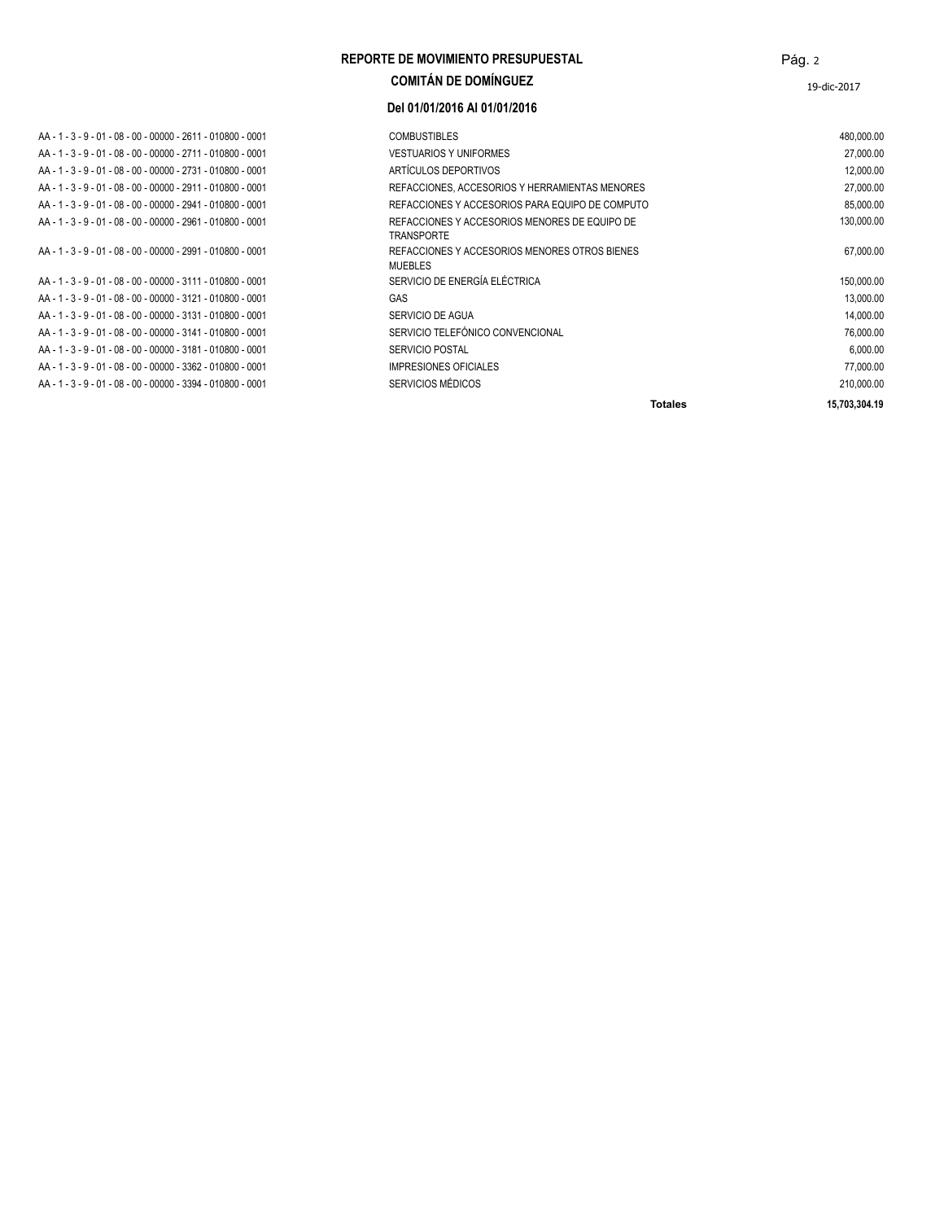**REPORTE DE MOVIMIENTO PRESUPUESTAL**

**COMITÁN DE DOMÍNGUEZ**

19-dic-2017

**Del 01/01/2016 Al 01/01/2016**

| | | |
|---|---|---|
| AA - 1 - 3 - 9 - 01 - 08 - 00 - 00000 - 2611 - 010800 - 0001 | COMBUSTIBLES | 480,000.00 |
| AA - 1 - 3 - 9 - 01 - 08 - 00 - 00000 - 2711 - 010800 - 0001 | VESTUARIOS Y UNIFORMES | 27,000.00 |
| AA - 1 - 3 - 9 - 01 - 08 - 00 - 00000 - 2731 - 010800 - 0001 | ARTÍCULOS DEPORTIVOS | 12,000.00 |
| AA - 1 - 3 - 9 - 01 - 08 - 00 - 00000 - 2911 - 010800 - 0001 | REFACCIONES, ACCESORIOS Y HERRAMIENTAS MENORES | 27,000.00 |
| AA - 1 - 3 - 9 - 01 - 08 - 00 - 00000 - 2941 - 010800 - 0001 | REFACCIONES Y ACCESORIOS PARA EQUIPO DE COMPUTO | 85,000.00 |
| AA - 1 - 3 - 9 - 01 - 08 - 00 - 00000 - 2961 - 010800 - 0001 | REFACCIONES Y ACCESORIOS MENORES DE EQUIPO DE TRANSPORTE | 130,000.00 |
| AA - 1 - 3 - 9 - 01 - 08 - 00 - 00000 - 2991 - 010800 - 0001 | REFACCIONES Y ACCESORIOS MENORES OTROS BIENES MUEBLES | 67,000.00 |
| AA - 1 - 3 - 9 - 01 - 08 - 00 - 00000 - 3111 - 010800 - 0001 | SERVICIO DE ENERGÍA ELÉCTRICA | 150,000.00 |
| AA - 1 - 3 - 9 - 01 - 08 - 00 - 00000 - 3121 - 010800 - 0001 | GAS | 13,000.00 |
| AA - 1 - 3 - 9 - 01 - 08 - 00 - 00000 - 3131 - 010800 - 0001 | SERVICIO DE AGUA | 14,000.00 |
| AA - 1 - 3 - 9 - 01 - 08 - 00 - 00000 - 3141 - 010800 - 0001 | SERVICIO TELEFÓNICO CONVENCIONAL | 76,000.00 |
| AA - 1 - 3 - 9 - 01 - 08 - 00 - 00000 - 3181 - 010800 - 0001 | SERVICIO POSTAL | 6,000.00 |
| AA - 1 - 3 - 9 - 01 - 08 - 00 - 00000 - 3362 - 010800 - 0001 | IMPRESIONES OFICIALES | 77,000.00 |
| AA - 1 - 3 - 9 - 01 - 08 - 00 - 00000 - 3394 - 010800 - 0001 | SERVICIOS MÉDICOS | 210,000.00 |
| | **Totales** | **15,703,304.19** |